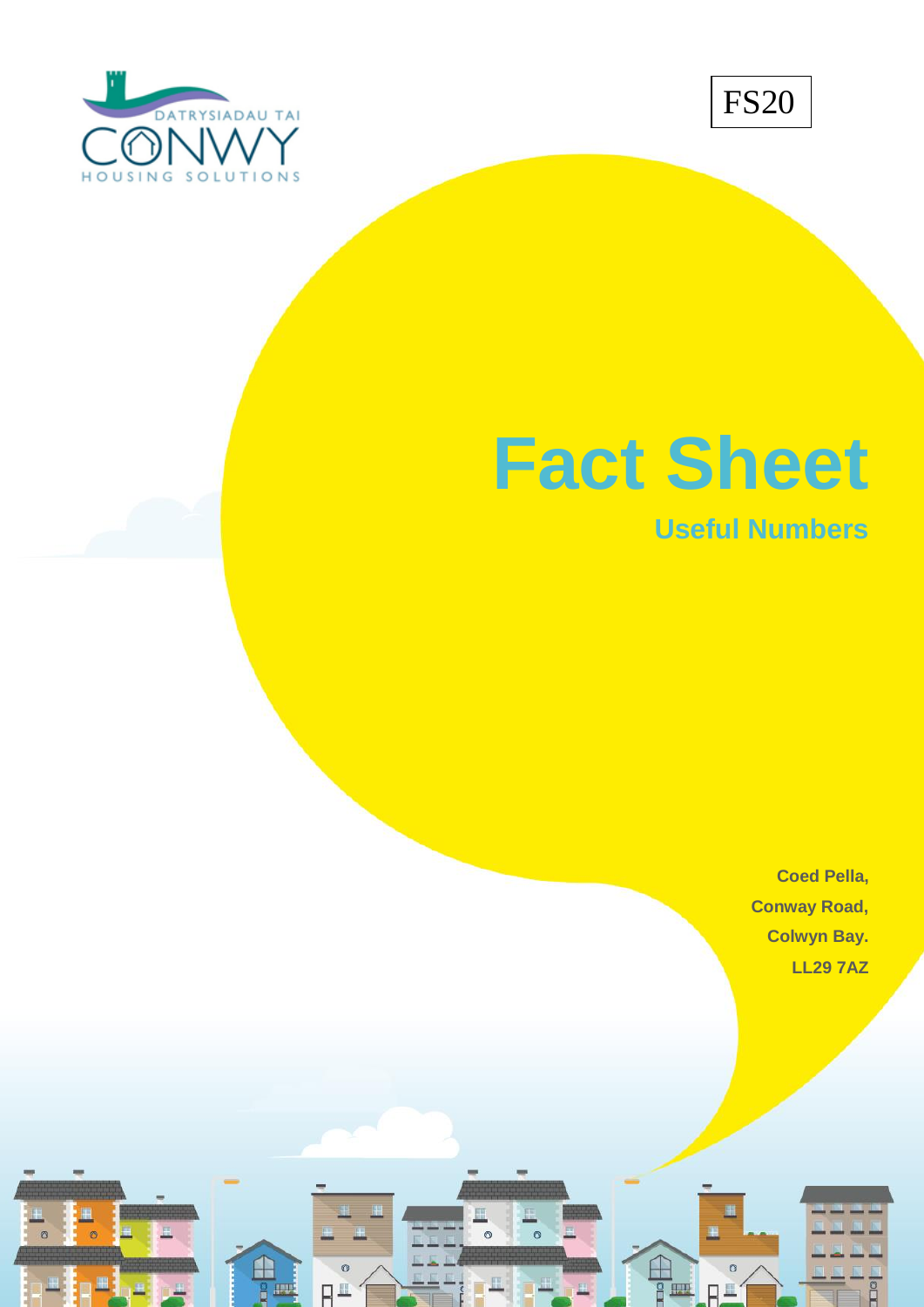DATRYSIADAU TAI

CONWY

HOUSING SOLUTIONS

FS20

# Fact Sheet

## Useful Numbers

**Coed Pella,**
**Conway Road,**
**Colwyn Bay.**
**LL29 7AZ**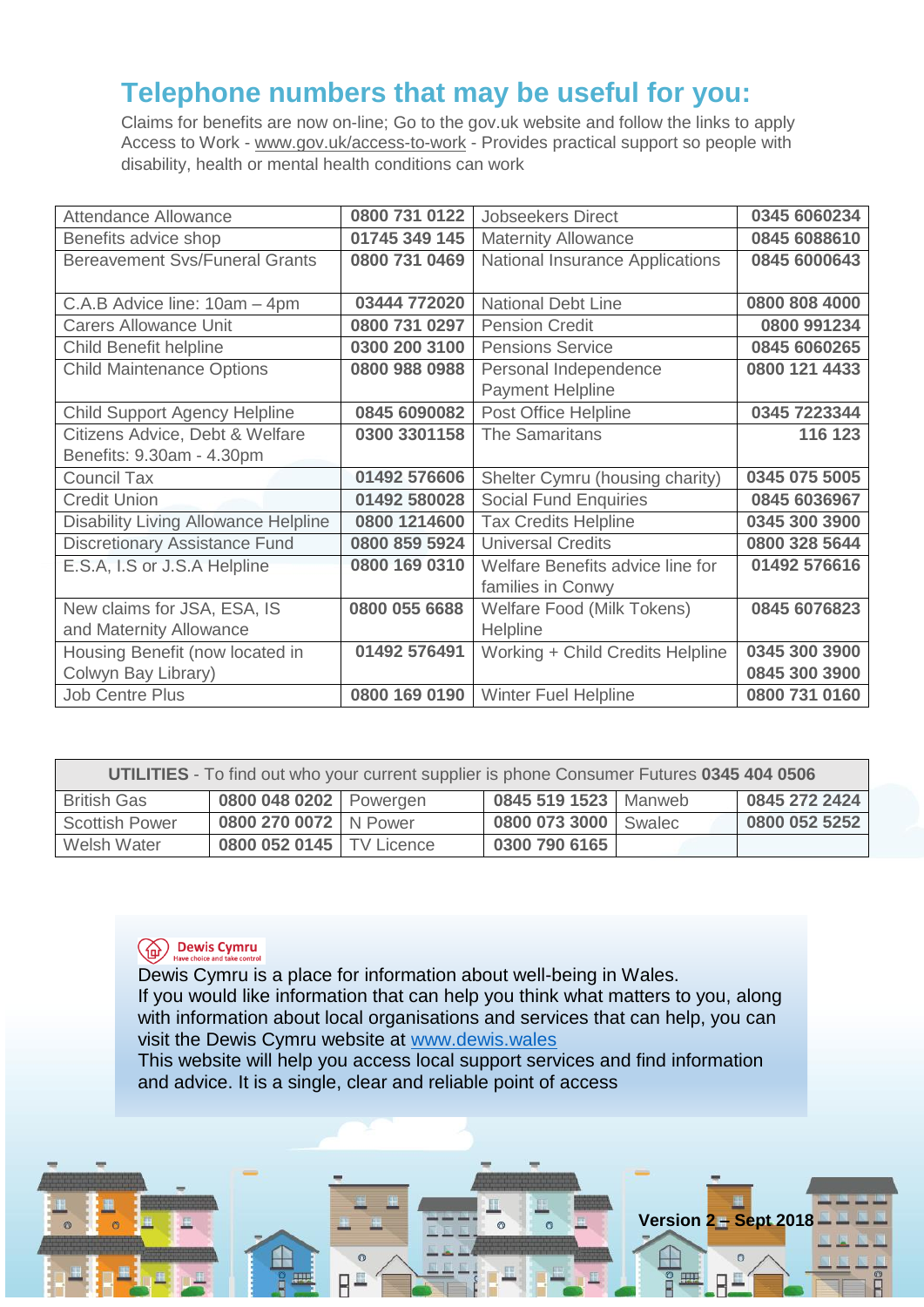# Telephone numbers that may be useful for you:

Claims for benefits are now on-line; Go to the gov.uk website and follow the links to apply
Access to Work - www.gov.uk/access-to-work - Provides practical support so people with disability, health or mental health conditions can work

| | | | |
|---|---|---|---|
| Attendance Allowance | **0800 731 0122** | Jobseekers Direct | **0345 6060234** |
| Benefits advice shop | **01745 349 145** | Maternity Allowance | **0845 6088610** |
| Bereavement Svs/Funeral Grants | **0800 731 0469** | National Insurance Applications | **0845 6000643** |
| C.A.B Advice line: 10am – 4pm | **03444 772020** | National Debt Line | **0800 808 4000** |
| Carers Allowance Unit | **0800 731 0297** | Pension Credit | **0800 991234** |
| Child Benefit helpline | **0300 200 3100** | Pensions Service | **0845 6060265** |
| Child Maintenance Options | **0800 988 0988** | Personal Independence Payment Helpline | **0800 121 4433** |
| Child Support Agency Helpline | **0845 6090082** | Post Office Helpline | **0345 7223344** |
| Citizens Advice, Debt & Welfare Benefits: 9.30am - 4.30pm | **0300 3301158** | The Samaritans | **116 123** |
| Council Tax | **01492 576606** | Shelter Cymru (housing charity) | **0345 075 5005** |
| Credit Union | **01492 580028** | Social Fund Enquiries | **0845 6036967** |
| Disability Living Allowance Helpline | **0800 1214600** | Tax Credits Helpline | **0345 300 3900** |
| Discretionary Assistance Fund | **0800 859 5924** | Universal Credits | **0800 328 5644** |
| E.S.A, I.S or J.S.A Helpline | **0800 169 0310** | Welfare Benefits advice line for families in Conwy | **01492 576616** |
| New claims for JSA, ESA, IS and Maternity Allowance | **0800 055 6688** | Welfare Food (Milk Tokens) Helpline | **0845 6076823** |
| Housing Benefit (now located in Colwyn Bay Library) | **01492 576491** | Working + Child Credits Helpline | **0345 300 3900** **0845 300 3900** |
| Job Centre Plus | **0800 169 0190** | Winter Fuel Helpline | **0800 731 0160** |

| **UTILITIES** - To find out who your current supplier is phone Consumer Futures **0345 404 0506** | | | | | |
|---|---|---|---|---|---|
| British Gas | **0800 048 0202** | Powergen | **0845 519 1523** | Manweb | **0845 272 2424** |
| Scottish Power | **0800 270 0072** | N Power | **0800 073 3000** | Swalec | **0800 052 5252** |
| Welsh Water | **0800 052 0145** | TV Licence | **0300 790 6165** | | |

Dewis Cymru
Have choice and take control

Dewis Cymru is a place for information about well-being in Wales.
If you would like information that can help you think what matters to you, along with information about local organisations and services that can help, you can visit the Dewis Cymru website at www.dewis.wales
This website will help you access local support services and find information and advice. It is a single, clear and reliable point of access

Version 2 – Sept 2018